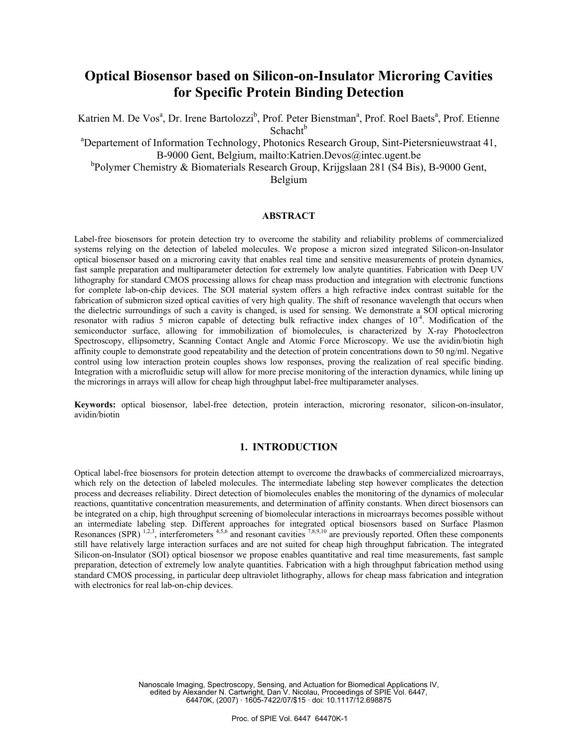# Optical Biosensor based on Silicon-on-Insulator Microring Cavities for Specific Protein Binding Detection

Katrien M. De Vos[a], Dr. Irene Bartolozzi[b], Prof. Peter Bienstman[a], Prof. Roel Baets[a], Prof. Etienne Schacht[b]

[a]Departement of Information Technology, Photonics Research Group, Sint-Pietersnieuwstraat 41, B-9000 Gent, Belgium, mailto:Katrien.Devos@intec.ugent.be

[b]Polymer Chemistry & Biomaterials Research Group, Krijgslaan 281 (S4 Bis), B-9000 Gent, Belgium

## ABSTRACT

Label-free biosensors for protein detection try to overcome the stability and reliability problems of commercialized systems relying on the detection of labeled molecules. We propose a micron sized integrated Silicon-on-Insulator optical biosensor based on a microring cavity that enables real time and sensitive measurements of protein dynamics, fast sample preparation and multiparameter detection for extremely low analyte quantities. Fabrication with Deep UV lithography for standard CMOS processing allows for cheap mass production and integration with electronic functions for complete lab-on-chip devices. The SOI material system offers a high refractive index contrast suitable for the fabrication of submicron sized optical cavities of very high quality. The shift of resonance wavelength that occurs when the dielectric surroundings of such a cavity is changed, is used for sensing. We demonstrate a SOI optical microring resonator with radius 5 micron capable of detecting bulk refractive index changes of $10^{-4}$. Modification of the semiconductor surface, allowing for immobilization of biomolecules, is characterized by X-ray Photoelectron Spectroscopy, ellipsometry, Scanning Contact Angle and Atomic Force Microscopy. We use the avidin/biotin high affinity couple to demonstrate good repeatability and the detection of protein concentrations down to 50 ng/ml. Negative control using low interaction protein couples shows low responses, proving the realization of real specific binding. Integration with a microfluidic setup will allow for more precise monitoring of the interaction dynamics, while lining up the microrings in arrays will allow for cheap high throughput label-free multiparameter analyses.

**Keywords:** optical biosensor, label-free detection, protein interaction, microring resonator, silicon-on-insulator, avidin/biotin

## 1. INTRODUCTION

Optical label-free biosensors for protein detection attempt to overcome the drawbacks of commercialized microarrays, which rely on the detection of labeled molecules. The intermediate labeling step however complicates the detection process and decreases reliability. Direct detection of biomolecules enables the monitoring of the dynamics of molecular reactions, quantitative concentration measurements, and determination of affinity constants. When direct biosensors can be integrated on a chip, high throughput screening of biomolecular interactions in microarrays becomes possible without an intermediate labeling step. Different approaches for integrated optical biosensors based on Surface Plasmon Resonances (SPR) [1,2,3], interferometers [4,5,6] and resonant cavities [7,8,9,10] are previously reported. Often these components still have relatively large interaction surfaces and are not suited for cheap high throughput fabrication. The integrated Silicon-on-Insulator (SOI) optical biosensor we propose enables quantitative and real time measurements, fast sample preparation, detection of extremely low analyte quantities. Fabrication with a high throughput fabrication method using standard CMOS processing, in particular deep ultraviolet lithography, allows for cheap mass fabrication and integration with electronics for real lab-on-chip devices.

Nanoscale Imaging, Spectroscopy, Sensing, and Actuation for Biomedical Applications IV, edited by Alexander N. Cartwright, Dan V. Nicolau, Proceedings of SPIE Vol. 6447, 64470K, (2007) · 1605-7422/07/$15 · doi: 10.1117/12.698875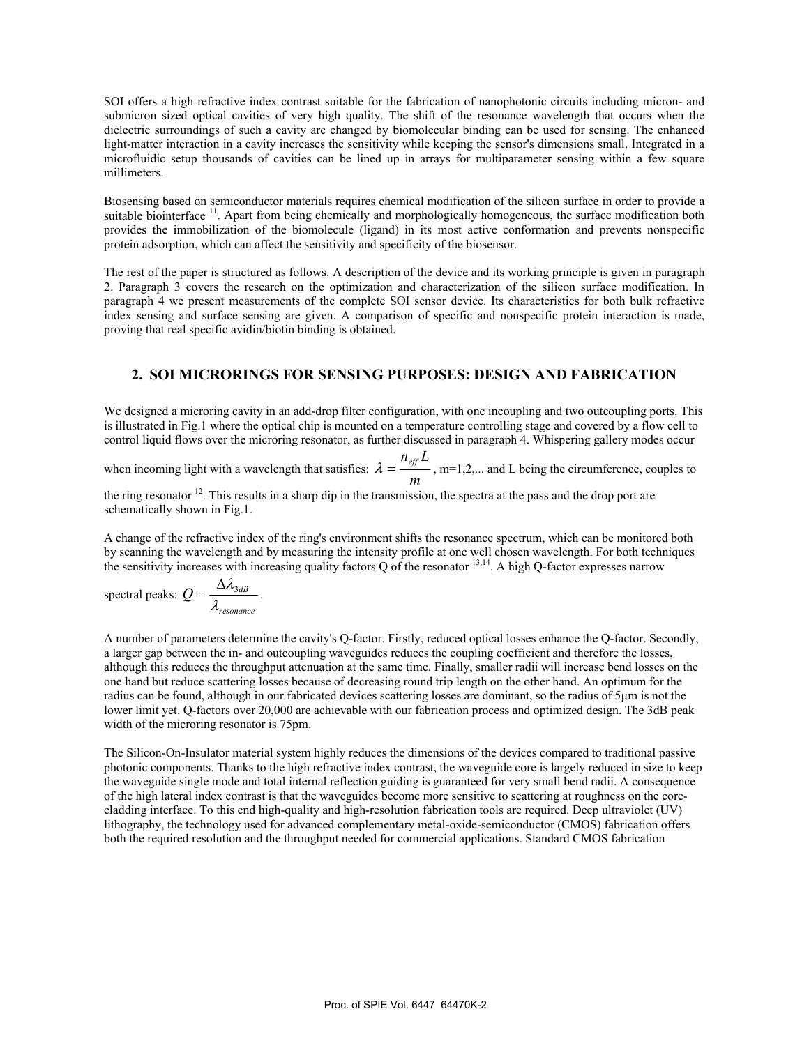SOI offers a high refractive index contrast suitable for the fabrication of nanophotonic circuits including micron- and submicron sized optical cavities of very high quality. The shift of the resonance wavelength that occurs when the dielectric surroundings of such a cavity are changed by biomolecular binding can be used for sensing. The enhanced light-matter interaction in a cavity increases the sensitivity while keeping the sensor's dimensions small. Integrated in a microfluidic setup thousands of cavities can be lined up in arrays for multiparameter sensing within a few square millimeters.

Biosensing based on semiconductor materials requires chemical modification of the silicon surface in order to provide a suitable biointerface [11]. Apart from being chemically and morphologically homogeneous, the surface modification both provides the immobilization of the biomolecule (ligand) in its most active conformation and prevents nonspecific protein adsorption, which can affect the sensitivity and specificity of the biosensor.

The rest of the paper is structured as follows. A description of the device and its working principle is given in paragraph 2. Paragraph 3 covers the research on the optimization and characterization of the silicon surface modification. In paragraph 4 we present measurements of the complete SOI sensor device. Its characteristics for both bulk refractive index sensing and surface sensing are given. A comparison of specific and nonspecific protein interaction is made, proving that real specific avidin/biotin binding is obtained.

## 2. SOI MICRORINGS FOR SENSING PURPOSES: DESIGN AND FABRICATION

We designed a microring cavity in an add-drop filter configuration, with one incoupling and two outcoupling ports. This is illustrated in Fig.1 where the optical chip is mounted on a temperature controlling stage and covered by a flow cell to control liquid flows over the microring resonator, as further discussed in paragraph 4. Whispering gallery modes occur when incoming light with a wavelength that satisfies: $\lambda = \frac{n_{eff} L}{m}$, m=1,2,... and L being the circumference, couples to the ring resonator [12]. This results in a sharp dip in the transmission, the spectra at the pass and the drop port are schematically shown in Fig.1.

A change of the refractive index of the ring's environment shifts the resonance spectrum, which can be monitored both by scanning the wavelength and by measuring the intensity profile at one well chosen wavelength. For both techniques the sensitivity increases with increasing quality factors Q of the resonator [13,14]. A high Q-factor expresses narrow spectral peaks: $Q = \frac{\Delta\lambda_{3dB}}{\lambda_{resonance}}$.

A number of parameters determine the cavity's Q-factor. Firstly, reduced optical losses enhance the Q-factor. Secondly, a larger gap between the in- and outcoupling waveguides reduces the coupling coefficient and therefore the losses, although this reduces the throughput attenuation at the same time. Finally, smaller radii will increase bend losses on the one hand but reduce scattering losses because of decreasing round trip length on the other hand. An optimum for the radius can be found, although in our fabricated devices scattering losses are dominant, so the radius of 5µm is not the lower limit yet. Q-factors over 20,000 are achievable with our fabrication process and optimized design. The 3dB peak width of the microring resonator is 75pm.

The Silicon-On-Insulator material system highly reduces the dimensions of the devices compared to traditional passive photonic components. Thanks to the high refractive index contrast, the waveguide core is largely reduced in size to keep the waveguide single mode and total internal reflection guiding is guaranteed for very small bend radii. A consequence of the high lateral index contrast is that the waveguides become more sensitive to scattering at roughness on the core-cladding interface. To this end high-quality and high-resolution fabrication tools are required. Deep ultraviolet (UV) lithography, the technology used for advanced complementary metal-oxide-semiconductor (CMOS) fabrication offers both the required resolution and the throughput needed for commercial applications. Standard CMOS fabrication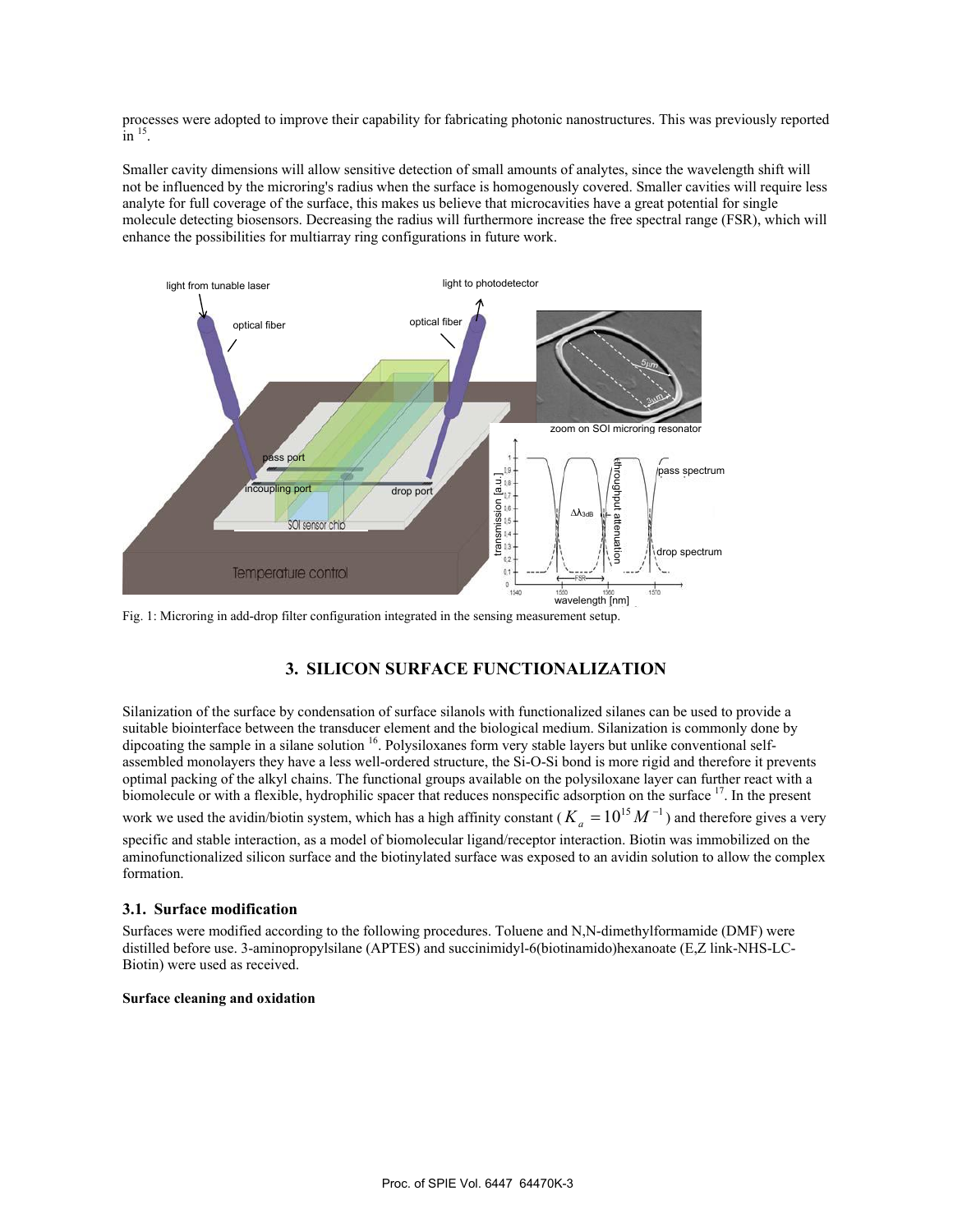processes were adopted to improve their capability for fabricating photonic nanostructures. This was previously reported in [15].

Smaller cavity dimensions will allow sensitive detection of small amounts of analytes, since the wavelength shift will not be influenced by the microring's radius when the surface is homogenously covered. Smaller cavities will require less analyte for full coverage of the surface, this makes us believe that microcavities have a great potential for single molecule detecting biosensors. Decreasing the radius will furthermore increase the free spectral range (FSR), which will enhance the possibilities for multiarray ring configurations in future work.

Fig. 1: Microring in add-drop filter configuration integrated in the sensing measurement setup.

## 3. SILICON SURFACE FUNCTIONALIZATION

Silanization of the surface by condensation of surface silanols with functionalized silanes can be used to provide a suitable biointerface between the transducer element and the biological medium. Silanization is commonly done by dipcoating the sample in a silane solution [16]. Polysiloxanes form very stable layers but unlike conventional self-assembled monolayers they have a less well-ordered structure, the Si-O-Si bond is more rigid and therefore it prevents optimal packing of the alkyl chains. The functional groups available on the polysiloxane layer can further react with a biomolecule or with a flexible, hydrophilic spacer that reduces nonspecific adsorption on the surface [17]. In the present work we used the avidin/biotin system, which has a high affinity constant ($K_a = 10^{15} M^{-1}$) and therefore gives a very specific and stable interaction, as a model of biomolecular ligand/receptor interaction. Biotin was immobilized on the aminofunctionalized silicon surface and the biotinylated surface was exposed to an avidin solution to allow the complex formation.

### 3.1. Surface modification

Surfaces were modified according to the following procedures. Toluene and N,N-dimethylformamide (DMF) were distilled before use. 3-aminopropylsilane (APTES) and succinimidyl-6(biotinamido)hexanoate (E,Z link-NHS-LC-Biotin) were used as received.

**Surface cleaning and oxidation**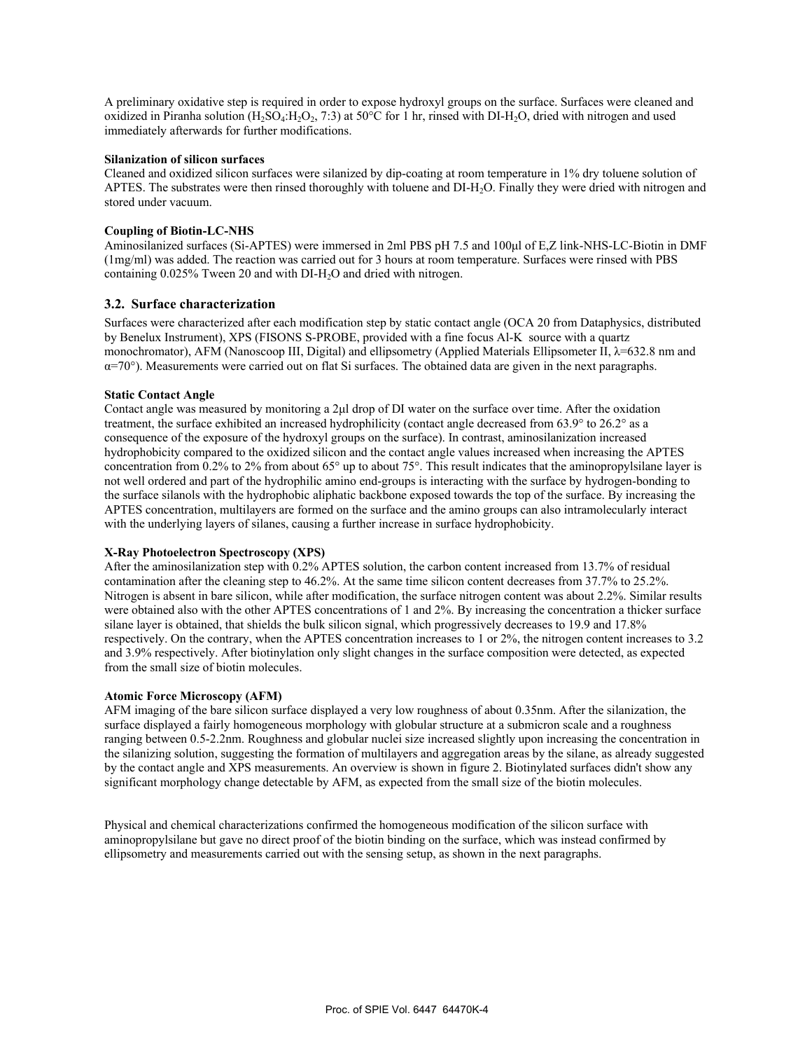A preliminary oxidative step is required in order to expose hydroxyl groups on the surface. Surfaces were cleaned and oxidized in Piranha solution ($H_2SO_4$:$H_2O_2$, 7:3) at 50°C for 1 hr, rinsed with DI-$H_2O$, dried with nitrogen and used immediately afterwards for further modifications.

**Silanization of silicon surfaces**

Cleaned and oxidized silicon surfaces were silanized by dip-coating at room temperature in 1% dry toluene solution of APTES. The substrates were then rinsed thoroughly with toluene and DI-$H_2O$. Finally they were dried with nitrogen and stored under vacuum.

**Coupling of Biotin-LC-NHS**

Aminosilanized surfaces (Si-APTES) were immersed in 2ml PBS pH 7.5 and 100µl of E,Z link-NHS-LC-Biotin in DMF (1mg/ml) was added. The reaction was carried out for 3 hours at room temperature. Surfaces were rinsed with PBS containing 0.025% Tween 20 and with DI-$H_2O$ and dried with nitrogen.

## 3.2. Surface characterization

Surfaces were characterized after each modification step by static contact angle (OCA 20 from Dataphysics, distributed by Benelux Instrument), XPS (FISONS S-PROBE, provided with a fine focus Al-K source with a quartz monochromator), AFM (Nanoscoop III, Digital) and ellipsometry (Applied Materials Ellipsometer II, λ=632.8 nm and α=70°). Measurements were carried out on flat Si surfaces. The obtained data are given in the next paragraphs.

**Static Contact Angle**

Contact angle was measured by monitoring a 2µl drop of DI water on the surface over time. After the oxidation treatment, the surface exhibited an increased hydrophilicity (contact angle decreased from 63.9° to 26.2° as a consequence of the exposure of the hydroxyl groups on the surface). In contrast, aminosilanization increased hydrophobicity compared to the oxidized silicon and the contact angle values increased when increasing the APTES concentration from 0.2% to 2% from about 65° up to about 75°. This result indicates that the aminopropylsilane layer is not well ordered and part of the hydrophilic amino end-groups is interacting with the surface by hydrogen-bonding to the surface silanols with the hydrophobic aliphatic backbone exposed towards the top of the surface. By increasing the APTES concentration, multilayers are formed on the surface and the amino groups can also intramolecularly interact with the underlying layers of silanes, causing a further increase in surface hydrophobicity.

**X-Ray Photoelectron Spectroscopy (XPS)**

After the aminosilanization step with 0.2% APTES solution, the carbon content increased from 13.7% of residual contamination after the cleaning step to 46.2%. At the same time silicon content decreases from 37.7% to 25.2%. Nitrogen is absent in bare silicon, while after modification, the surface nitrogen content was about 2.2%. Similar results were obtained also with the other APTES concentrations of 1 and 2%. By increasing the concentration a thicker surface silane layer is obtained, that shields the bulk silicon signal, which progressively decreases to 19.9 and 17.8% respectively. On the contrary, when the APTES concentration increases to 1 or 2%, the nitrogen content increases to 3.2 and 3.9% respectively. After biotinylation only slight changes in the surface composition were detected, as expected from the small size of biotin molecules.

**Atomic Force Microscopy (AFM)**

AFM imaging of the bare silicon surface displayed a very low roughness of about 0.35nm. After the silanization, the surface displayed a fairly homogeneous morphology with globular structure at a submicron scale and a roughness ranging between 0.5-2.2nm. Roughness and globular nuclei size increased slightly upon increasing the concentration in the silanizing solution, suggesting the formation of multilayers and aggregation areas by the silane, as already suggested by the contact angle and XPS measurements. An overview is shown in figure 2. Biotinylated surfaces didn't show any significant morphology change detectable by AFM, as expected from the small size of the biotin molecules.

Physical and chemical characterizations confirmed the homogeneous modification of the silicon surface with aminopropylsilane but gave no direct proof of the biotin binding on the surface, which was instead confirmed by ellipsometry and measurements carried out with the sensing setup, as shown in the next paragraphs.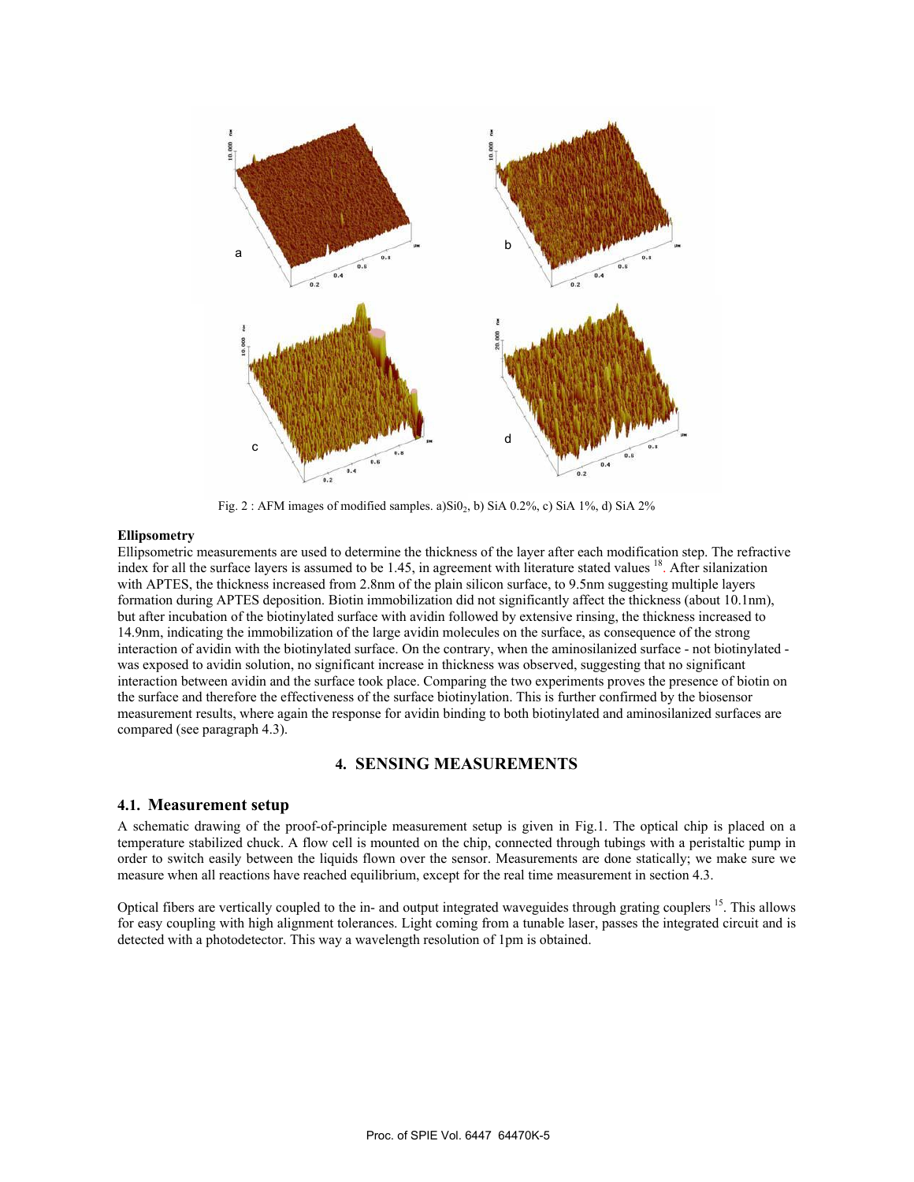Fig. 2 : AFM images of modified samples. a) $SiO_2$, b) SiA 0.2%, c) SiA 1%, d) SiA 2%

**Ellipsometry**

Ellipsometric measurements are used to determine the thickness of the layer after each modification step. The refractive index for all the surface layers is assumed to be 1.45, in agreement with literature stated values [18]. After silanization with APTES, the thickness increased from 2.8nm of the plain silicon surface, to 9.5nm suggesting multiple layers formation during APTES deposition. Biotin immobilization did not significantly affect the thickness (about 10.1nm), but after incubation of the biotinylated surface with avidin followed by extensive rinsing, the thickness increased to 14.9nm, indicating the immobilization of the large avidin molecules on the surface, as consequence of the strong interaction of avidin with the biotinylated surface. On the contrary, when the aminosilanized surface - not biotinylated - was exposed to avidin solution, no significant increase in thickness was observed, suggesting that no significant interaction between avidin and the surface took place. Comparing the two experiments proves the presence of biotin on the surface and therefore the effectiveness of the surface biotinylation. This is further confirmed by the biosensor measurement results, where again the response for avidin binding to both biotinylated and aminosilanized surfaces are compared (see paragraph 4.3).

# 4. SENSING MEASUREMENTS

## 4.1. Measurement setup

A schematic drawing of the proof-of-principle measurement setup is given in Fig.1. The optical chip is placed on a temperature stabilized chuck. A flow cell is mounted on the chip, connected through tubings with a peristaltic pump in order to switch easily between the liquids flown over the sensor. Measurements are done statically; we make sure we measure when all reactions have reached equilibrium, except for the real time measurement in section 4.3.

Optical fibers are vertically coupled to the in- and output integrated waveguides through grating couplers [15]. This allows for easy coupling with high alignment tolerances. Light coming from a tunable laser, passes the integrated circuit and is detected with a photodetector. This way a wavelength resolution of 1pm is obtained.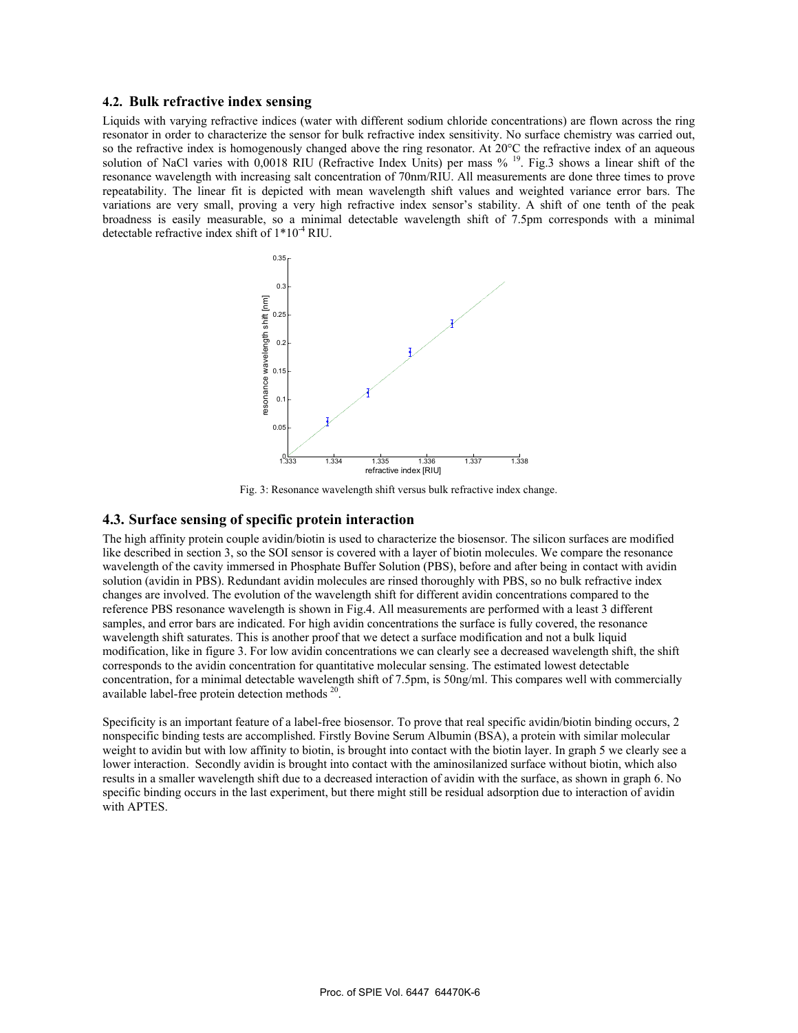### 4.2. Bulk refractive index sensing

Liquids with varying refractive indices (water with different sodium chloride concentrations) are flown across the ring resonator in order to characterize the sensor for bulk refractive index sensitivity. No surface chemistry was carried out, so the refractive index is homogenously changed above the ring resonator. At 20°C the refractive index of an aqueous solution of NaCl varies with 0,0018 RIU (Refractive Index Units) per mass % [19]. Fig.3 shows a linear shift of the resonance wavelength with increasing salt concentration of 70nm/RIU. All measurements are done three times to prove repeatability. The linear fit is depicted with mean wavelength shift values and weighted variance error bars. The variations are very small, proving a very high refractive index sensor's stability. A shift of one tenth of the peak broadness is easily measurable, so a minimal detectable wavelength shift of 7.5pm corresponds with a minimal detectable refractive index shift of $1*10^{-4}$ RIU.

Fig. 3: Resonance wavelength shift versus bulk refractive index change.

### 4.3. Surface sensing of specific protein interaction

The high affinity protein couple avidin/biotin is used to characterize the biosensor. The silicon surfaces are modified like described in section 3, so the SOI sensor is covered with a layer of biotin molecules. We compare the resonance wavelength of the cavity immersed in Phosphate Buffer Solution (PBS), before and after being in contact with avidin solution (avidin in PBS). Redundant avidin molecules are rinsed thoroughly with PBS, so no bulk refractive index changes are involved. The evolution of the wavelength shift for different avidin concentrations compared to the reference PBS resonance wavelength is shown in Fig.4. All measurements are performed with a least 3 different samples, and error bars are indicated. For high avidin concentrations the surface is fully covered, the resonance wavelength shift saturates. This is another proof that we detect a surface modification and not a bulk liquid modification, like in figure 3. For low avidin concentrations we can clearly see a decreased wavelength shift, the shift corresponds to the avidin concentration for quantitative molecular sensing. The estimated lowest detectable concentration, for a minimal detectable wavelength shift of 7.5pm, is 50ng/ml. This compares well with commercially available label-free protein detection methods [20].

Specificity is an important feature of a label-free biosensor. To prove that real specific avidin/biotin binding occurs, 2 nonspecific binding tests are accomplished. Firstly Bovine Serum Albumin (BSA), a protein with similar molecular weight to avidin but with low affinity to biotin, is brought into contact with the biotin layer. In graph 5 we clearly see a lower interaction. Secondly avidin is brought into contact with the aminosilanized surface without biotin, which also results in a smaller wavelength shift due to a decreased interaction of avidin with the surface, as shown in graph 6. No specific binding occurs in the last experiment, but there might still be residual adsorption due to interaction of avidin with APTES.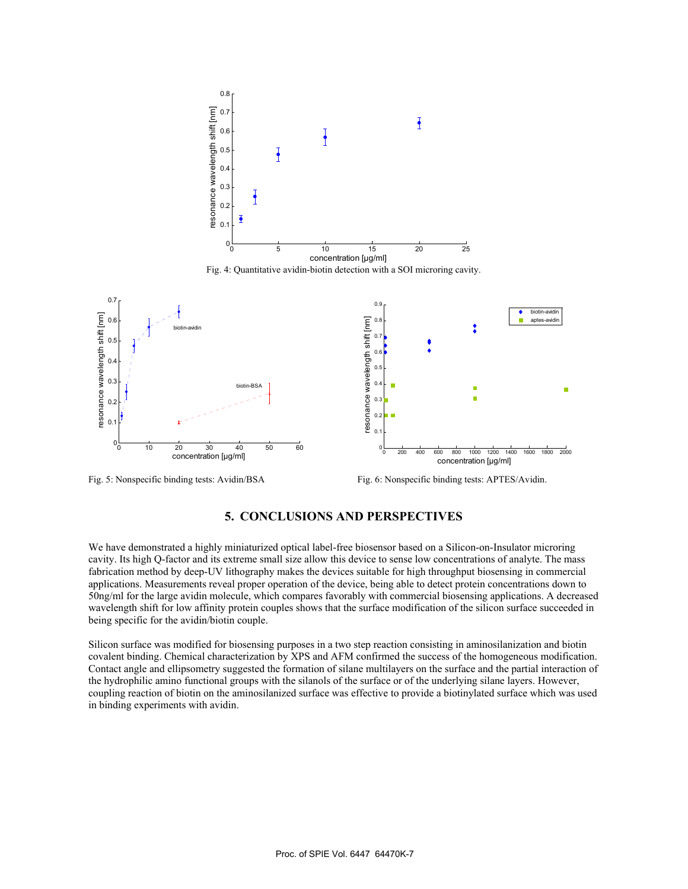Fig. 4: Quantitative avidin-biotin detection with a SOI microring cavity.

Fig. 5: Nonspecific binding tests: Avidin/BSA

Fig. 6: Nonspecific binding tests: APTES/Avidin.

## 5. CONCLUSIONS AND PERSPECTIVES

We have demonstrated a highly miniaturized optical label-free biosensor based on a Silicon-on-Insulator microring cavity. Its high Q-factor and its extreme small size allow this device to sense low concentrations of analyte. The mass fabrication method by deep-UV lithography makes the devices suitable for high throughput biosensing in commercial applications. Measurements reveal proper operation of the device, being able to detect protein concentrations down to 50ng/ml for the large avidin molecule, which compares favorably with commercial biosensing applications. A decreased wavelength shift for low affinity protein couples shows that the surface modification of the silicon surface succeeded in being specific for the avidin/biotin couple.

Silicon surface was modified for biosensing purposes in a two step reaction consisting in aminosilanization and biotin covalent binding. Chemical characterization by XPS and AFM confirmed the success of the homogeneous modification. Contact angle and ellipsometry suggested the formation of silane multilayers on the surface and the partial interaction of the hydrophilic amino functional groups with the silanols of the surface or of the underlying silane layers. However, coupling reaction of biotin on the aminosilanized surface was effective to provide a biotinylated surface which was used in binding experiments with avidin.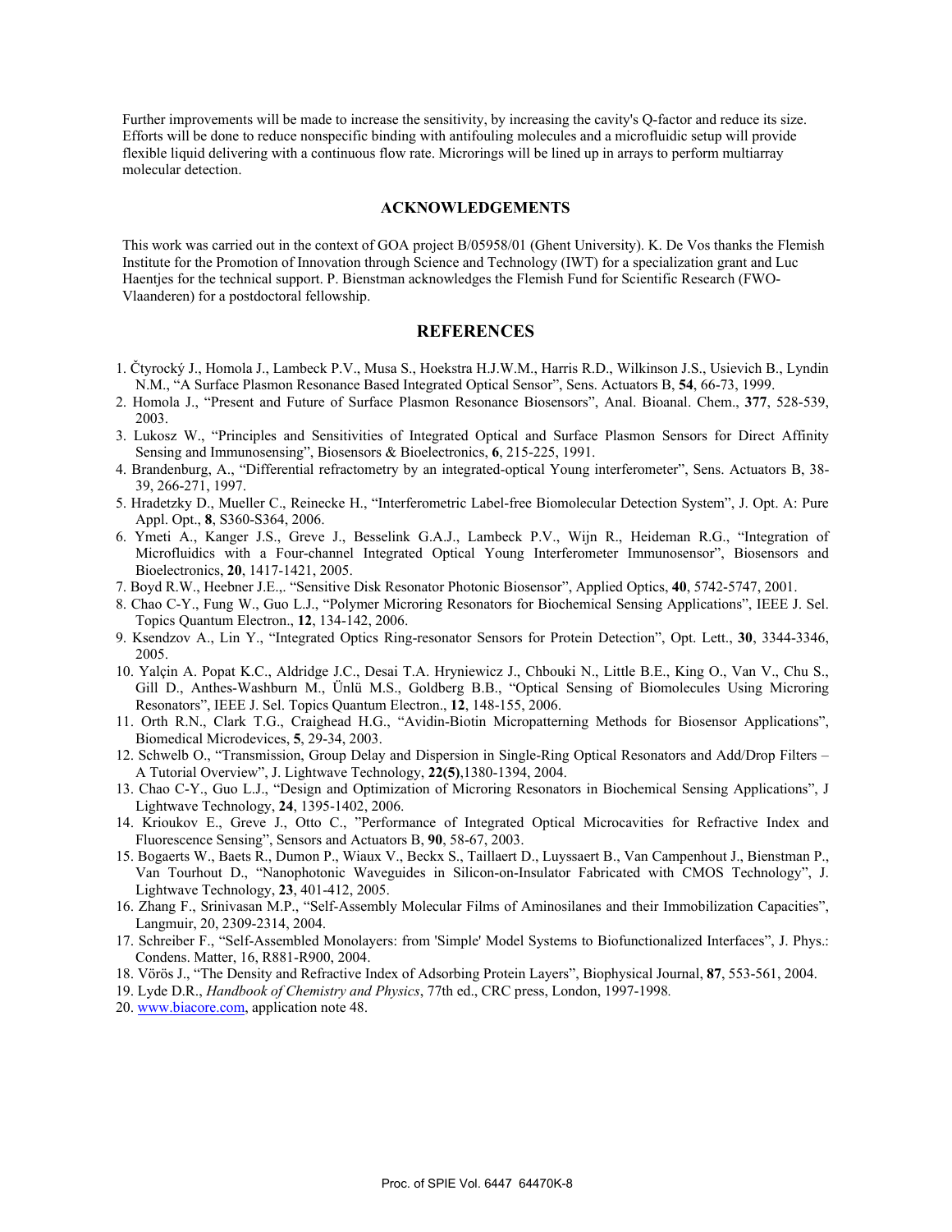Further improvements will be made to increase the sensitivity, by increasing the cavity's Q-factor and reduce its size. Efforts will be done to reduce nonspecific binding with antifouling molecules and a microfluidic setup will provide flexible liquid delivering with a continuous flow rate. Microrings will be lined up in arrays to perform multiarray molecular detection.

## ACKNOWLEDGEMENTS

This work was carried out in the context of GOA project B/05958/01 (Ghent University). K. De Vos thanks the Flemish Institute for the Promotion of Innovation through Science and Technology (IWT) for a specialization grant and Luc Haentjes for the technical support. P. Bienstman acknowledges the Flemish Fund for Scientific Research (FWO-Vlaanderen) for a postdoctoral fellowship.

## REFERENCES

1. Čtyrocký J., Homola J., Lambeck P.V., Musa S., Hoekstra H.J.W.M., Harris R.D., Wilkinson J.S., Usievich B., Lyndin N.M., "A Surface Plasmon Resonance Based Integrated Optical Sensor", Sens. Actuators B, **54**, 66-73, 1999.
2. Homola J., "Present and Future of Surface Plasmon Resonance Biosensors", Anal. Bioanal. Chem., **377**, 528-539, 2003.
3. Lukosz W., "Principles and Sensitivities of Integrated Optical and Surface Plasmon Sensors for Direct Affinity Sensing and Immunosensing", Biosensors & Bioelectronics, **6**, 215-225, 1991.
4. Brandenburg, A., "Differential refractometry by an integrated-optical Young interferometer", Sens. Actuators B, 38-39, 266-271, 1997.
5. Hradetzky D., Mueller C., Reinecke H., "Interferometric Label-free Biomolecular Detection System", J. Opt. A: Pure Appl. Opt., **8**, S360-S364, 2006.
6. Ymeti A., Kanger J.S., Greve J., Besselink G.A.J., Lambeck P.V., Wijn R., Heideman R.G., "Integration of Microfluidics with a Four-channel Integrated Optical Young Interferometer Immunosensor", Biosensors and Bioelectronics, **20**, 1417-1421, 2005.
7. Boyd R.W., Heebner J.E.,. "Sensitive Disk Resonator Photonic Biosensor", Applied Optics, **40**, 5742-5747, 2001.
8. Chao C-Y., Fung W., Guo L.J., "Polymer Microring Resonators for Biochemical Sensing Applications", IEEE J. Sel. Topics Quantum Electron., **12**, 134-142, 2006.
9. Ksendzov A., Lin Y., "Integrated Optics Ring-resonator Sensors for Protein Detection", Opt. Lett., **30**, 3344-3346, 2005.
10. Yalçin A. Popat K.C., Aldridge J.C., Desai T.A. Hryniewicz J., Chbouki N., Little B.E., King O., Van V., Chu S., Gill D., Anthes-Washburn M., Ünlü M.S., Goldberg B.B., "Optical Sensing of Biomolecules Using Microring Resonators", IEEE J. Sel. Topics Quantum Electron., **12**, 148-155, 2006.
11. Orth R.N., Clark T.G., Craighead H.G., "Avidin-Biotin Micropatterning Methods for Biosensor Applications", Biomedical Microdevices, **5**, 29-34, 2003.
12. Schwelb O., "Transmission, Group Delay and Dispersion in Single-Ring Optical Resonators and Add/Drop Filters – A Tutorial Overview", J. Lightwave Technology, **22(5)**,1380-1394, 2004.
13. Chao C-Y., Guo L.J., "Design and Optimization of Microring Resonators in Biochemical Sensing Applications", J Lightwave Technology, **24**, 1395-1402, 2006.
14. Krioukov E., Greve J., Otto C., "Performance of Integrated Optical Microcavities for Refractive Index and Fluorescence Sensing", Sensors and Actuators B, **90**, 58-67, 2003.
15. Bogaerts W., Baets R., Dumon P., Wiaux V., Beckx S., Taillaert D., Luyssaert B., Van Campenhout J., Bienstman P., Van Tourhout D., "Nanophotonic Waveguides in Silicon-on-Insulator Fabricated with CMOS Technology", J. Lightwave Technology, **23**, 401-412, 2005.
16. Zhang F., Srinivasan M.P., "Self-Assembly Molecular Films of Aminosilanes and their Immobilization Capacities", Langmuir, 20, 2309-2314, 2004.
17. Schreiber F., "Self-Assembled Monolayers: from 'Simple' Model Systems to Biofunctionalized Interfaces", J. Phys.: Condens. Matter, 16, R881-R900, 2004.
18. Vörös J., "The Density and Refractive Index of Adsorbing Protein Layers", Biophysical Journal, **87**, 553-561, 2004.
19. Lyde D.R., *Handbook of Chemistry and Physics*, 77th ed., CRC press, London, 1997-1998.
20. www.biacore.com, application note 48.